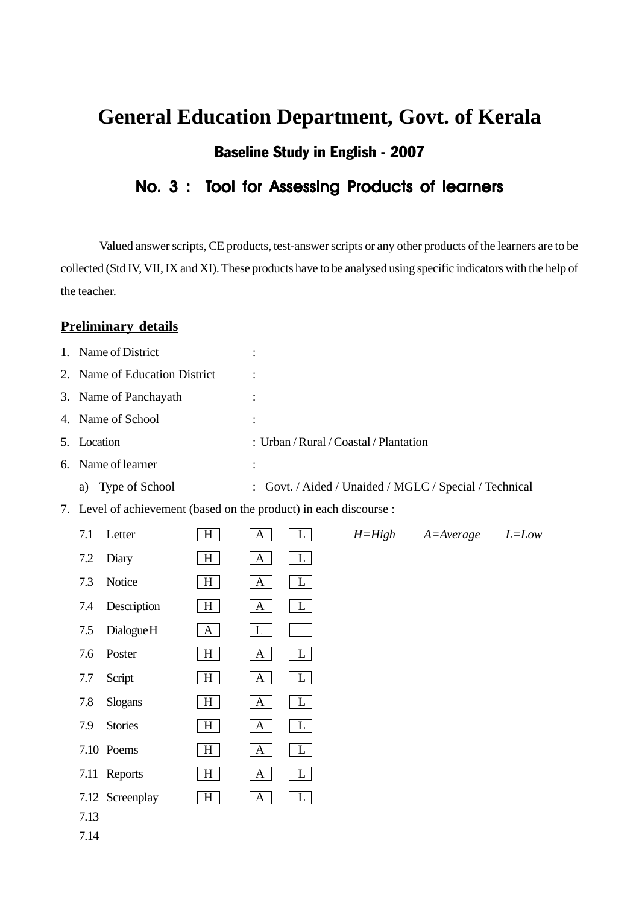# General Education Department, Govt. of Kerala

## Baseline Study in English - 2007

## No. 3 : Tool for Assessing Products of learners

Valued answer scripts, CE products, test-answer scripts or any other products of the learners are to be collected (Std IV, VII, IX and XI). These products have to be analysed using specific indicators with the help of the teacher.

**Preliminary details**

1. Name of District :
2. Name of Education District :
3. Name of Panchayath :
4. Name of School :
5. Location : Urban / Rural / Coastal / Plantation
6. Name of learner :
   a) Type of School : Govt. / Aided / Unaided / MGLC / Special / Technical
7. Level of achievement (based on the product) in each discourse :

*H=High A=Average L=Low*

| | | | | |
|---|---|---|---|---|
| 7.1 | Letter | H | A | L |
| 7.2 | Diary | H | A | L |
| 7.3 | Notice | H | A | L |
| 7.4 | Description | H | A | L |
| 7.5 | DialogueH | A | L | |
| 7.6 | Poster | H | A | L |
| 7.7 | Script | H | A | L |
| 7.8 | Slogans | H | A | L |
| 7.9 | Stories | H | A | L |
| 7.10 | Poems | H | A | L |
| 7.11 | Reports | H | A | L |
| 7.12 | Screenplay | H | A | L |
| 7.13 | | | | |
| 7.14 | | | | |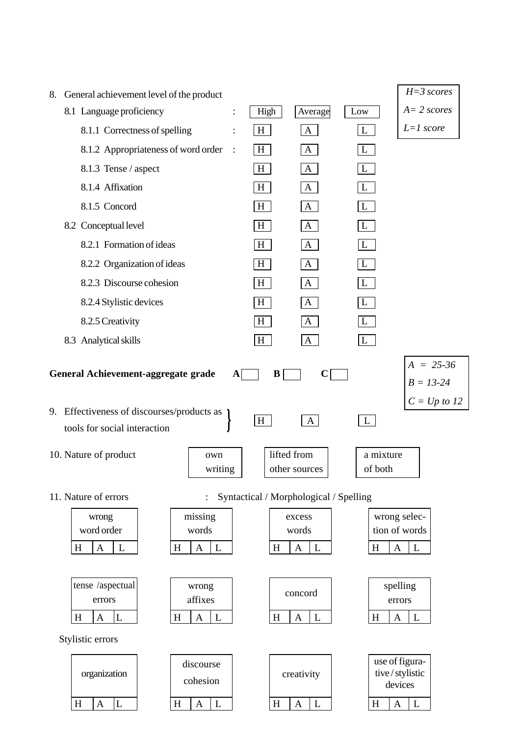8. General achievement level of the product

| Item | | | | |
|---|---|---|---|---|
| 8.1 Language proficiency | : | High | Average | Low |
| 8.1.1 Correctness of spelling | : | H | A | L |
| 8.1.2 Appropriateness of word order | : | H | A | L |
| 8.1.3 Tense / aspect | | H | A | L |
| 8.1.4 Affixation | | H | A | L |
| 8.1.5 Concord | | H | A | L |
| 8.2 Conceptual level | | H | A | L |
| 8.2.1 Formation of ideas | | H | A | L |
| 8.2.2 Organization of ideas | | H | A | L |
| 8.2.3 Discourse cohesion | | H | A | L |
| 8.2.4 Stylistic devices | | H | A | L |
| 8.2.5 Creativity | | H | A | L |
| 8.3 Analytical skills | | H | A | L |

*H=3 scores*
*A= 2 scores*
*L=1 score*

**General Achievement-aggregate grade** A ☐ B ☐ C ☐

*A = 25-36*
*B = 13-24*
*C = Up to 12*

9. Effectiveness of discourses/products as tools for social interaction } H A L

10. Nature of product: own writing | lifted from other sources | a mixture of both

11. Nature of errors : Syntactical / Morphological / Spelling

| wrong word order | missing words | excess words | wrong selection of words |
|---|---|---|---|
| H A L | H A L | H A L | H A L |

| tense /aspectual errors | wrong affixes | concord | spelling errors |
|---|---|---|---|
| H A L | H A L | H A L | H A L |

Stylistic errors

| organization | discourse cohesion | creativity | use of figurative / stylistic devices |
|---|---|---|---|
| H A L | H A L | H A L | H A L |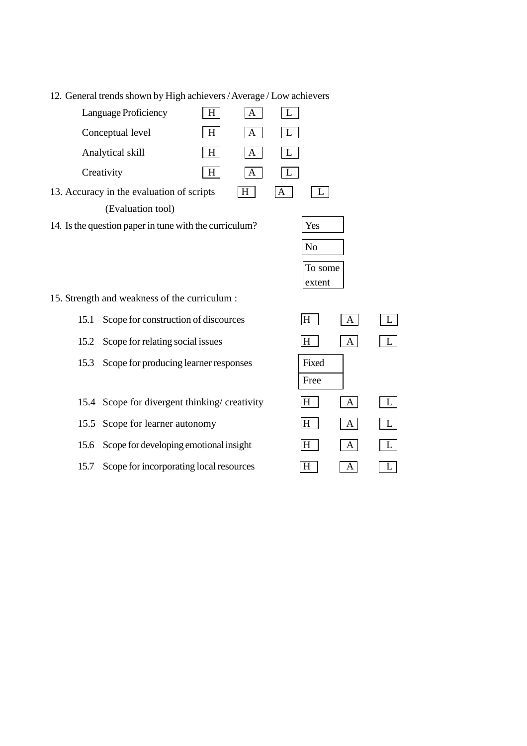12. General trends shown by High achievers / Average / Low achievers

| | | | |
|---|---|---|---|
| Language Proficiency | H | A | L |
| Conceptual level | H | A | L |
| Analytical skill | H | A | L |
| Creativity | H | A | L |

13. Accuracy in the evaluation of scripts   H   A   L

    (Evaluation tool)

14. Is the question paper in tune with the curriculum?
    - Yes
    - No
    - To some extent

15. Strength and weakness of the curriculum :

| | | | | |
|---|---|---|---|---|
| 15.1 | Scope for construction of discources | H | A | L |
| 15.2 | Scope for relating social issues | H | A | L |
| 15.3 | Scope for producing learner responses | Fixed / Free | | |
| 15.4 | Scope for divergent thinking/ creativity | H | A | L |
| 15.5 | Scope for learner autonomy | H | A | L |
| 15.6 | Scope for developing emotional insight | H | A | L |
| 15.7 | Scope for incorporating local resources | H | A | L |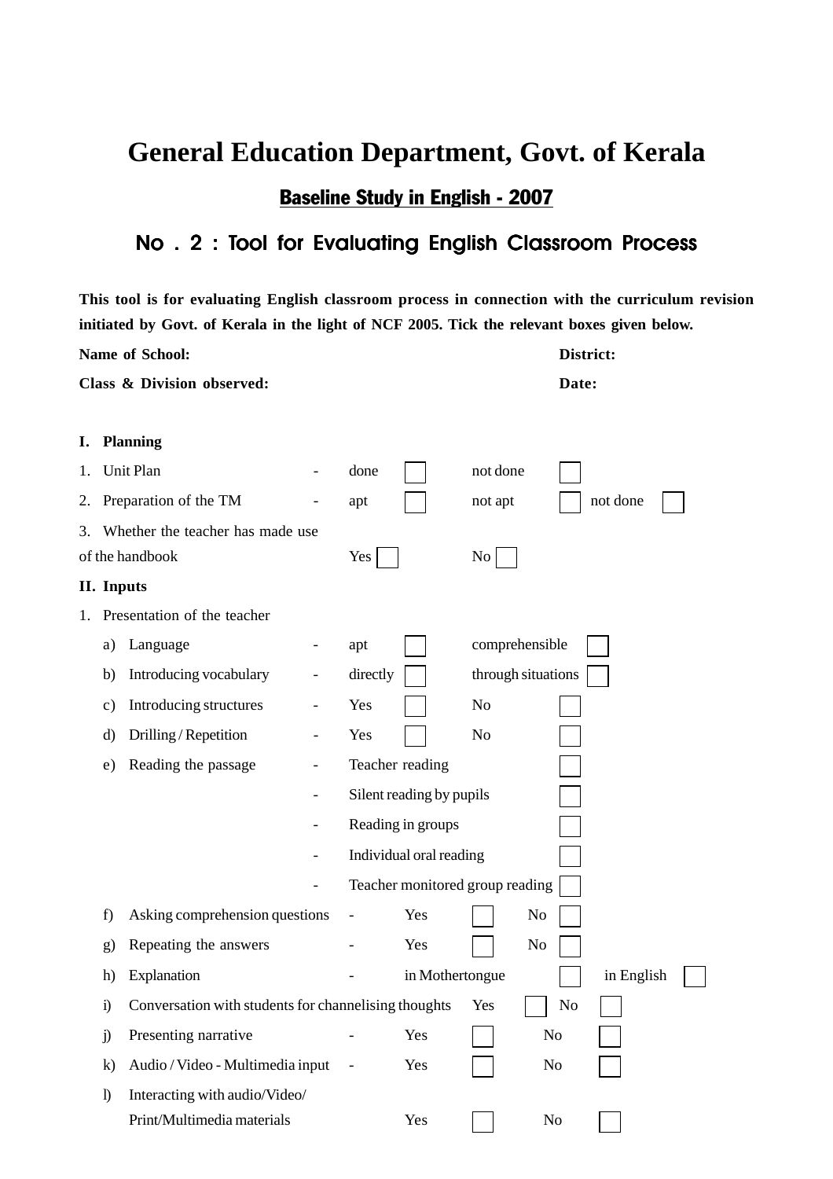# General Education Department, Govt. of Kerala

## Baseline Study in English - 2007

## No . 2 : Tool for Evaluating English Classroom Process

**This tool is for evaluating English classroom process in connection with the curriculum revision initiated by Govt. of Kerala in the light of NCF 2005. Tick the relevant boxes given below.**

**Name of School:** **District:**

**Class & Division observed:** **Date:**

### I. Planning

1. Unit Plan - done ☐ not done ☐
2. Preparation of the TM - apt ☐ not apt ☐ not done ☐
3. Whether the teacher has made use of the handbook Yes ☐ No ☐

### II. Inputs

1. Presentation of the teacher
   - a) Language - apt ☐ comprehensible ☐
   - b) Introducing vocabulary - directly ☐ through situations ☐
   - c) Introducing structures - Yes ☐ No ☐
   - d) Drilling / Repetition - Yes ☐ No ☐
   - e) Reading the passage
     - Teacher reading ☐
     - Silent reading by pupils ☐
     - Reading in groups ☐
     - Individual oral reading ☐
     - Teacher monitored group reading ☐
   - f) Asking comprehension questions - Yes ☐ No ☐
   - g) Repeating the answers - Yes ☐ No ☐
   - h) Explanation - in Mothertongue ☐ in English ☐
   - i) Conversation with students for channelising thoughts Yes ☐ No ☐
   - j) Presenting narrative - Yes ☐ No ☐
   - k) Audio / Video - Multimedia input - Yes ☐ No ☐
   - l) Interacting with audio/Video/ Print/Multimedia materials Yes ☐ No ☐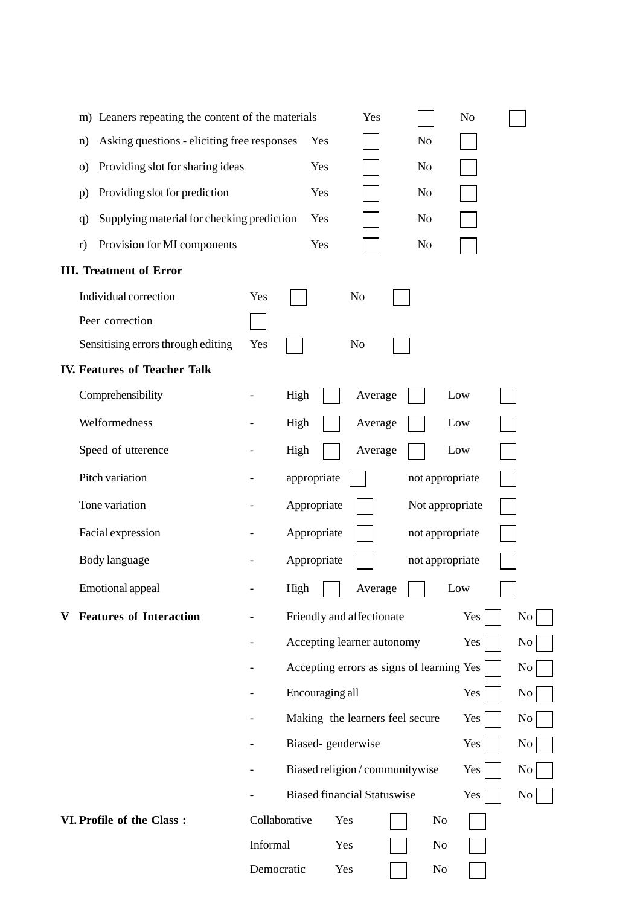m) Leaners repeating the content of the materials Yes ☐ No ☐

n) Asking questions - eliciting free responses Yes ☐ No ☐

o) Providing slot for sharing ideas Yes ☐ No ☐

p) Providing slot for prediction Yes ☐ No ☐

q) Supplying material for checking prediction Yes ☐ No ☐

r) Provision for MI components Yes ☐ No ☐

**III. Treatment of Error**

| | | | | |
|---|---|---|---|---|
| Individual correction | Yes | ☐ | No | ☐ |
| Peer correction | ☐ | | | |
| Sensitising errors through editing | Yes | ☐ | No | ☐ |

**IV. Features of Teacher Talk**

| | | | | | | | |
|---|---|---|---|---|---|---|---|
| Comprehensibility | - | High | ☐ | Average | ☐ | Low | ☐ |
| Welformedness | - | High | ☐ | Average | ☐ | Low | ☐ |
| Speed of utterence | - | High | ☐ | Average | ☐ | Low | ☐ |
| Pitch variation | - | appropriate | ☐ | not appropriate | ☐ | | |
| Tone variation | - | Appropriate | ☐ | Not appropriate | ☐ | | |
| Facial expression | - | Appropriate | ☐ | not appropriate | ☐ | | |
| Body language | - | Appropriate | ☐ | not appropriate | ☐ | | |
| Emotional appeal | - | High | ☐ | Average | ☐ | Low | ☐ |

**V Features of Interaction**

| | | | | |
|---|---|---|---|---|
| - Friendly and affectionate | Yes | ☐ | No | ☐ |
| - Accepting learner autonomy | Yes | ☐ | No | ☐ |
| - Accepting errors as signs of learning | Yes | ☐ | No | ☐ |
| - Encouraging all | Yes | ☐ | No | ☐ |
| - Making the learners feel secure | Yes | ☐ | No | ☐ |
| - Biased- genderwise | Yes | ☐ | No | ☐ |
| - Biased religion / communitywise | Yes | ☐ | No | ☐ |
| - Biased financial Statuswise | Yes | ☐ | No | ☐ |

**VI. Profile of the Class :**

| | | | | |
|---|---|---|---|---|
| Collaborative | Yes | ☐ | No | ☐ |
| Informal | Yes | ☐ | No | ☐ |
| Democratic | Yes | ☐ | No | ☐ |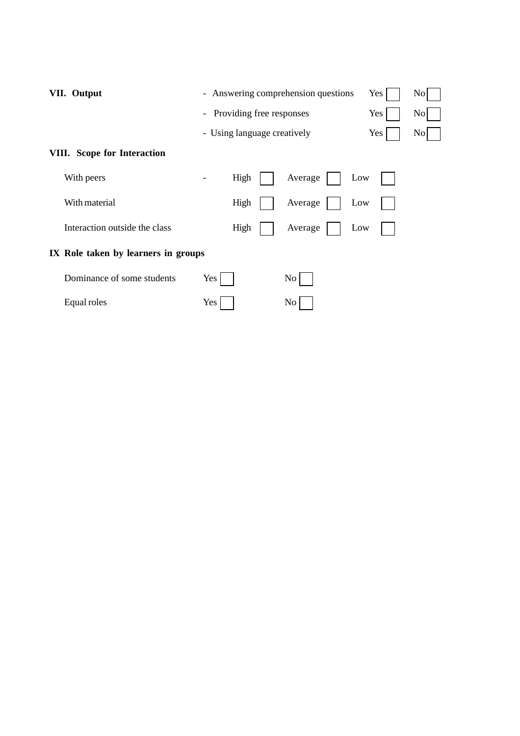**VII. Output**

- Answering comprehension questions — Yes ☐ No ☐
- Providing free responses — Yes ☐ No ☐
- Using language creatively — Yes ☐ No ☐

**VIII. Scope for Interaction**

| | | | |
|---|---|---|---|
| With peers - | High ☐ | Average ☐ | Low ☐ |
| With material | High ☐ | Average ☐ | Low ☐ |
| Interaction outside the class | High ☐ | Average ☐ | Low ☐ |

**IX Role taken by learners in groups**

| | | |
|---|---|---|
| Dominance of some students | Yes ☐ | No ☐ |
| Equal roles | Yes ☐ | No ☐ |